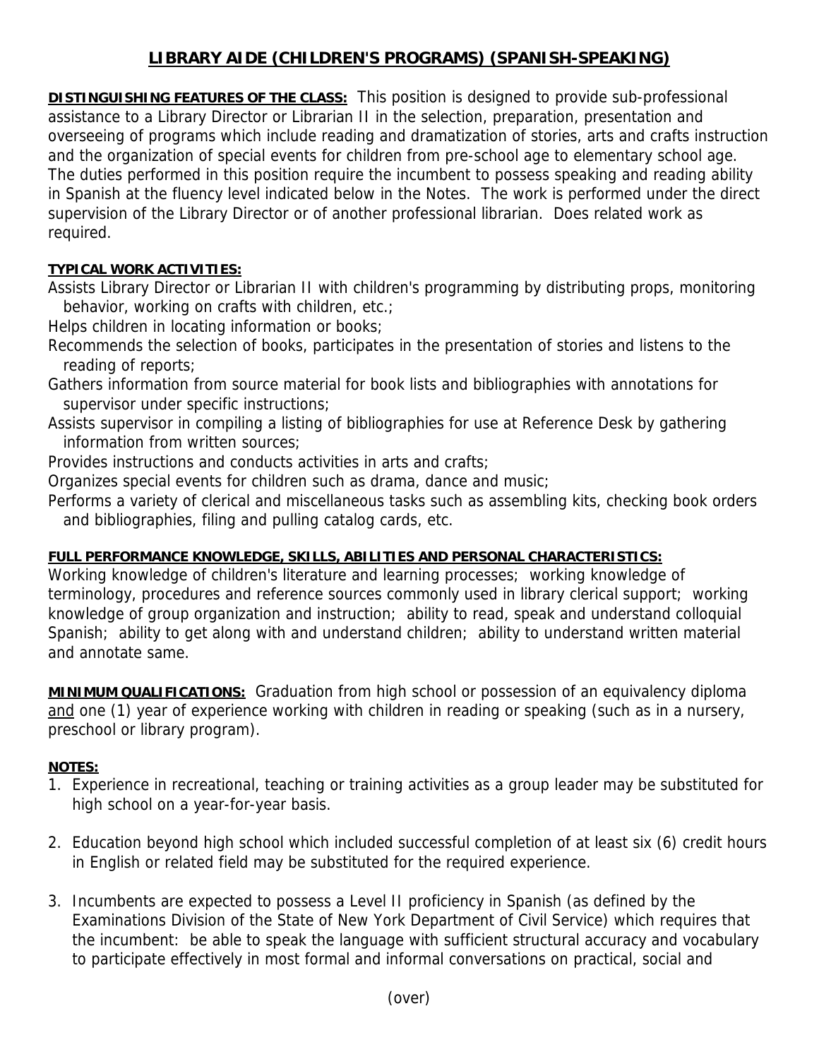# LIBRARY AIDE (CHILDREN'S PROGRAMS) (SPANISH-SPEAKING)

**DISTINGUISHING FEATURES OF THE CLASS:** This position is designed to provide sub-professional assistance to a Library Director or Librarian II in the selection, preparation, presentation and overseeing of programs which include reading and dramatization of stories, arts and crafts instruction and the organization of special events for children from pre-school age to elementary school age. The duties performed in this position require the incumbent to possess speaking and reading ability in Spanish at the fluency level indicated below in the Notes. The work is performed under the direct supervision of the Library Director or of another professional librarian. Does related work as required.

**TYPICAL WORK ACTIVITIES:**

Assists Library Director or Librarian II with children's programming by distributing props, monitoring behavior, working on crafts with children, etc.;

Helps children in locating information or books;

Recommends the selection of books, participates in the presentation of stories and listens to the reading of reports;

Gathers information from source material for book lists and bibliographies with annotations for supervisor under specific instructions;

Assists supervisor in compiling a listing of bibliographies for use at Reference Desk by gathering information from written sources;

Provides instructions and conducts activities in arts and crafts;

Organizes special events for children such as drama, dance and music;

Performs a variety of clerical and miscellaneous tasks such as assembling kits, checking book orders and bibliographies, filing and pulling catalog cards, etc.

**FULL PERFORMANCE KNOWLEDGE, SKILLS, ABILITIES AND PERSONAL CHARACTERISTICS:**
Working knowledge of children's literature and learning processes; working knowledge of terminology, procedures and reference sources commonly used in library clerical support; working knowledge of group organization and instruction; ability to read, speak and understand colloquial Spanish; ability to get along with and understand children; ability to understand written material and annotate same.

**MINIMUM QUALIFICATIONS:** Graduation from high school or possession of an equivalency diploma and one (1) year of experience working with children in reading or speaking (such as in a nursery, preschool or library program).

**NOTES:**

1. Experience in recreational, teaching or training activities as a group leader may be substituted for high school on a year-for-year basis.
2. Education beyond high school which included successful completion of at least six (6) credit hours in English or related field may be substituted for the required experience.
3. Incumbents are expected to possess a Level II proficiency in Spanish (as defined by the Examinations Division of the State of New York Department of Civil Service) which requires that the incumbent: be able to speak the language with sufficient structural accuracy and vocabulary to participate effectively in most formal and informal conversations on practical, social and

(over)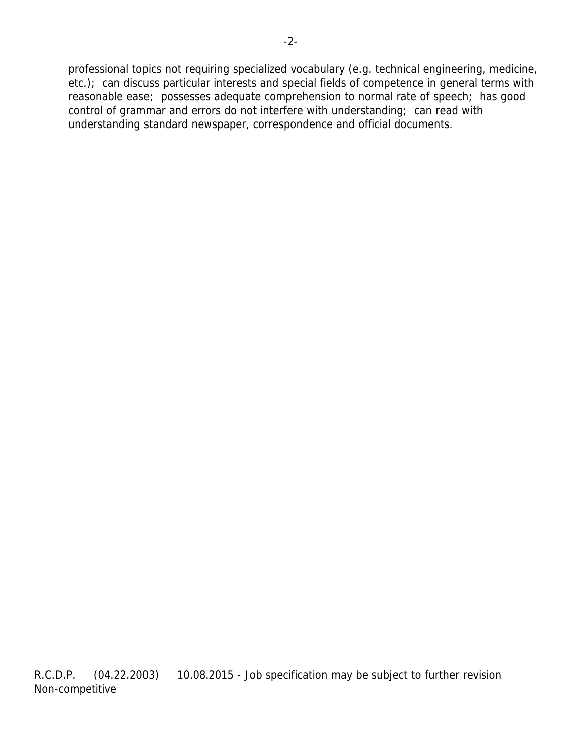professional topics not requiring specialized vocabulary (e.g. technical engineering, medicine, etc.); can discuss particular interests and special fields of competence in general terms with reasonable ease; possesses adequate comprehension to normal rate of speech; has good control of grammar and errors do not interfere with understanding; can read with understanding standard newspaper, correspondence and official documents.

R.C.D.P. (04.22.2003) 10.08.2015 - Job specification may be subject to further revision
Non-competitive